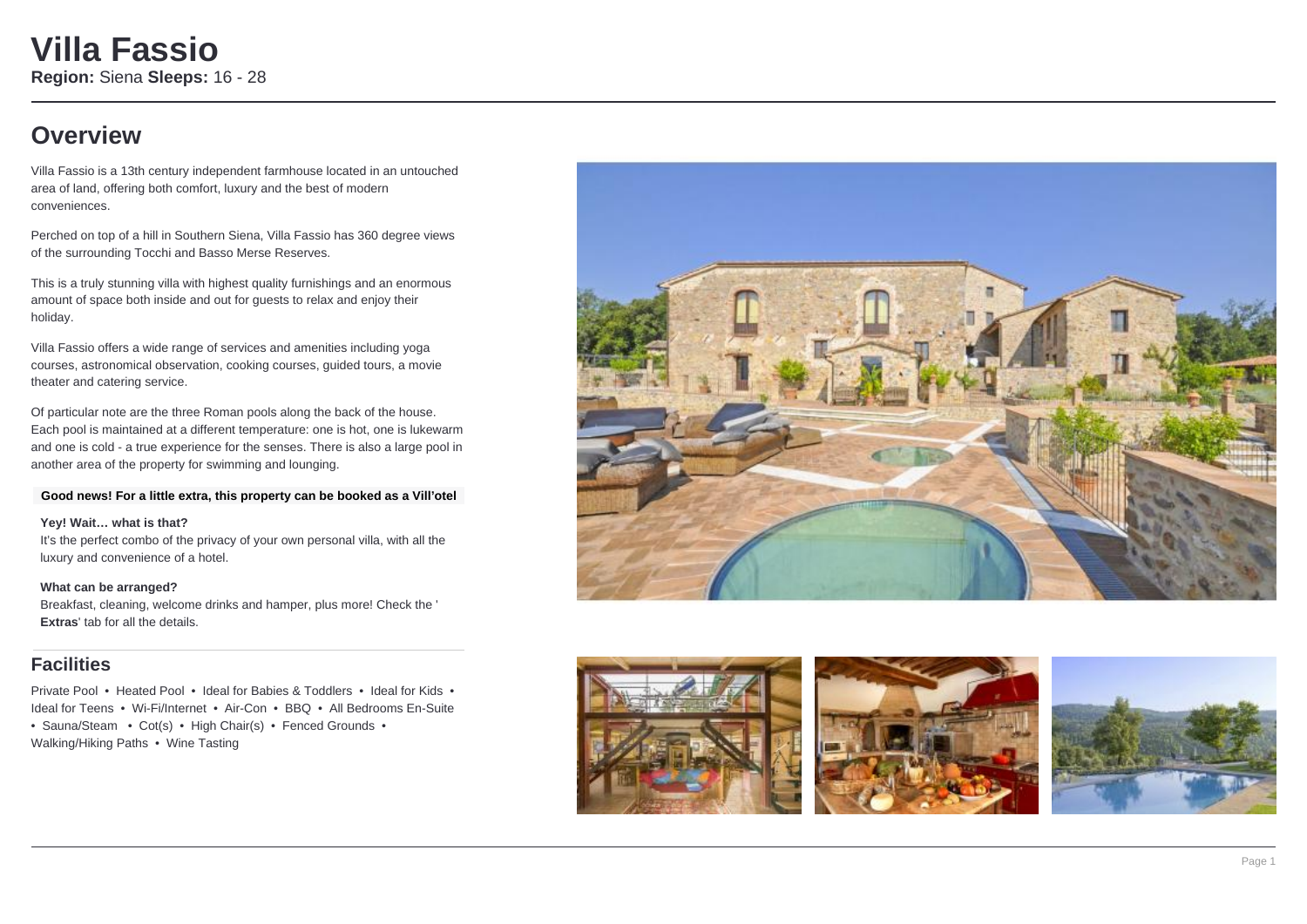# Villa Fassio

**Region:** Siena **Sleeps:** 16 - 28

## Overview

Villa Fassio is a 13th century independent farmhouse located in an untouched area of land, offering both comfort, luxury and the best of modern conveniences.

Perched on top of a hill in Southern Siena, Villa Fassio has 360 degree views of the surrounding Tocchi and Basso Merse Reserves.

This is a truly stunning villa with highest quality furnishings and an enormous amount of space both inside and out for guests to relax and enjoy their holiday.

Villa Fassio offers a wide range of services and amenities including yoga courses, astronomical observation, cooking courses, guided tours, a movie theater and catering service.

Of particular note are the three Roman pools along the back of the house. Each pool is maintained at a different temperature: one is hot, one is lukewarm and one is cold - a true experience for the senses. There is also a large pool in another area of the property for swimming and lounging.

**Good news! For a little extra, this property can be booked as a Vill'otel**

**Yey! Wait… what is that?**

It's the perfect combo of the privacy of your own personal villa, with all the luxury and convenience of a hotel.

**What can be arranged?**

Breakfast, cleaning, welcome drinks and hamper, plus more! Check the '**Extras**' tab for all the details.

## Facilities

Private Pool • Heated Pool • Ideal for Babies & Toddlers • Ideal for Kids • Ideal for Teens • Wi-Fi/Internet • Air-Con • BBQ • All Bedrooms En-Suite • Sauna/Steam • Cot(s) • High Chair(s) • Fenced Grounds • Walking/Hiking Paths • Wine Tasting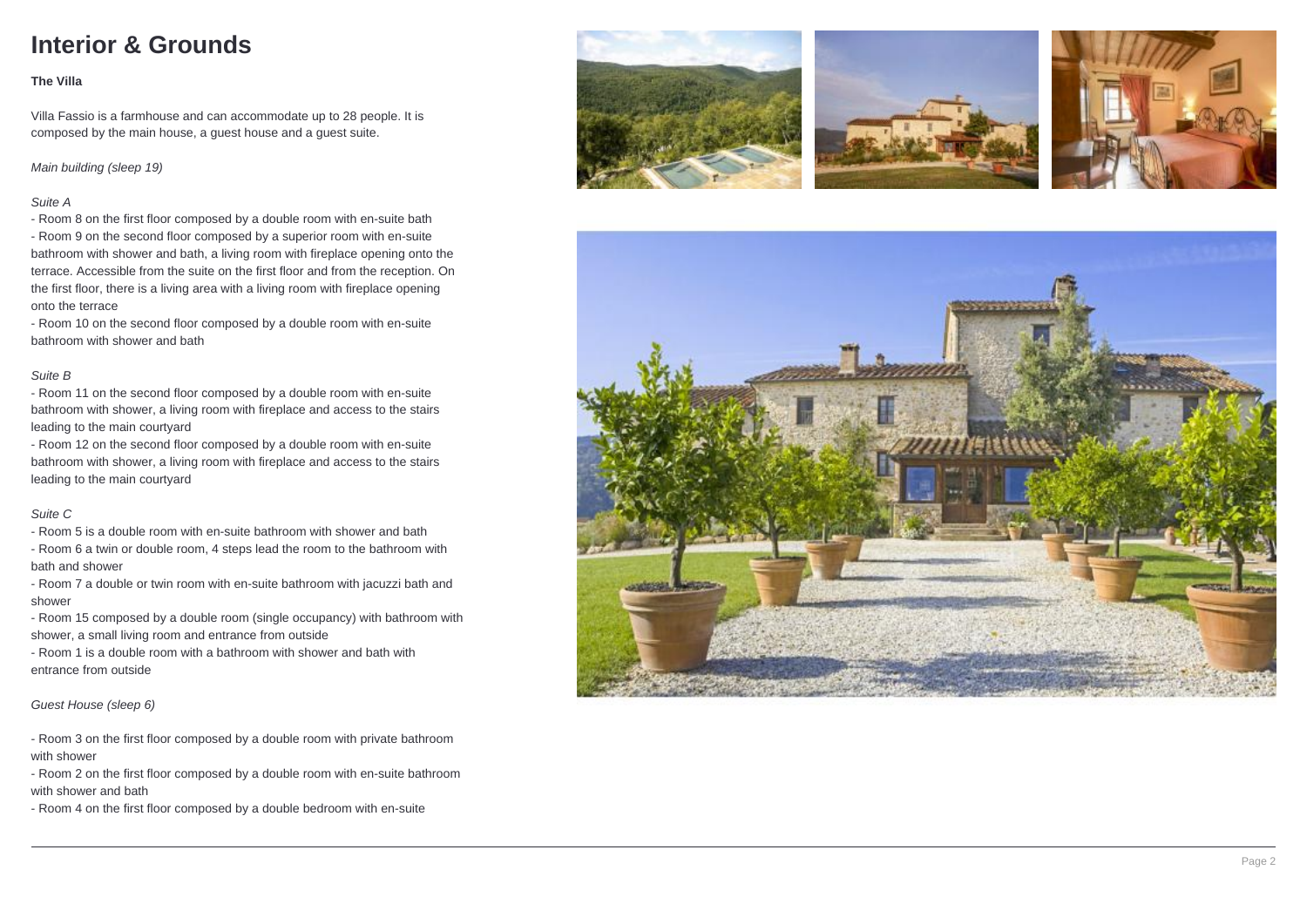# Interior & Grounds

**The Villa**

Villa Fassio is a farmhouse and can accommodate up to 28 people. It is composed by the main house, a guest house and a guest suite.

*Main building (sleep 19)*

*Suite A*

- Room 8 on the first floor composed by a double room with en-suite bath
- Room 9 on the second floor composed by a superior room with en-suite bathroom with shower and bath, a living room with fireplace opening onto the terrace. Accessible from the suite on the first floor and from the reception. On the first floor, there is a living area with a living room with fireplace opening onto the terrace
- Room 10 on the second floor composed by a double room with en-suite bathroom with shower and bath

*Suite B*

- Room 11 on the second floor composed by a double room with en-suite bathroom with shower, a living room with fireplace and access to the stairs leading to the main courtyard
- Room 12 on the second floor composed by a double room with en-suite bathroom with shower, a living room with fireplace and access to the stairs leading to the main courtyard

*Suite C*

- Room 5 is a double room with en-suite bathroom with shower and bath
- Room 6 a twin or double room, 4 steps lead the room to the bathroom with bath and shower
- Room 7 a double or twin room with en-suite bathroom with jacuzzi bath and shower
- Room 15 composed by a double room (single occupancy) with bathroom with shower, a small living room and entrance from outside
- Room 1 is a double room with a bathroom with shower and bath with entrance from outside

*Guest House (sleep 6)*

- Room 3 on the first floor composed by a double room with private bathroom with shower
- Room 2 on the first floor composed by a double room with en-suite bathroom with shower and bath
- Room 4 on the first floor composed by a double bedroom with en-suite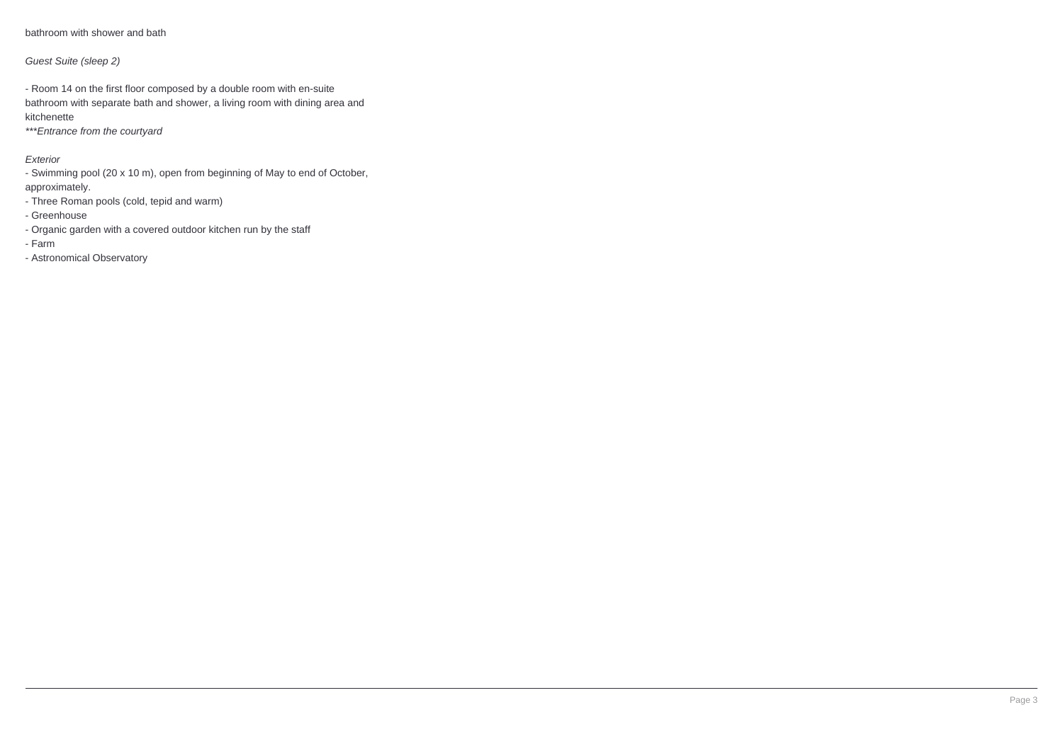bathroom with shower and bath

*Guest Suite (sleep 2)*

- Room 14 on the first floor composed by a double room with en-suite bathroom with separate bath and shower, a living room with dining area and kitchenette

****Entrance from the courtyard*

*Exterior*

- Swimming pool (20 x 10 m), open from beginning of May to end of October, approximately.
- Three Roman pools (cold, tepid and warm)
- Greenhouse
- Organic garden with a covered outdoor kitchen run by the staff
- Farm
- Astronomical Observatory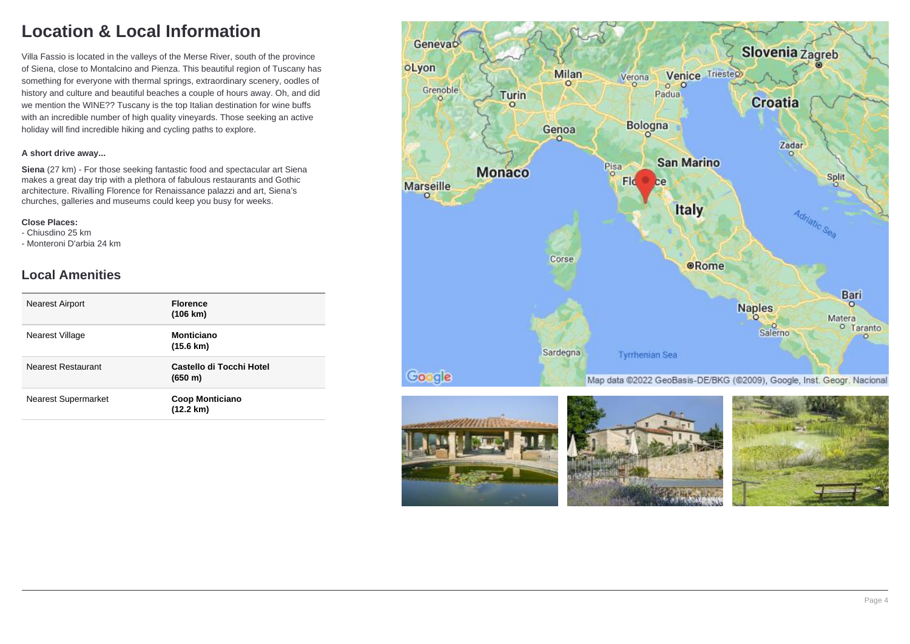# Location & Local Information

Villa Fassio is located in the valleys of the Merse River, south of the province of Siena, close to Montalcino and Pienza. This beautiful region of Tuscany has something for everyone with thermal springs, extraordinary scenery, oodles of history and culture and beautiful beaches a couple of hours away. Oh, and did we mention the WINE?? Tuscany is the top Italian destination for wine buffs with an incredible number of high quality vineyards. Those seeking an active holiday will find incredible hiking and cycling paths to explore.

**A short drive away...**

**Siena** (27 km) - For those seeking fantastic food and spectacular art Siena makes a great day trip with a plethora of fabulous restaurants and Gothic architecture. Rivalling Florence for Renaissance palazzi and art, Siena's churches, galleries and museums could keep you busy for weeks.

**Close Places:**
- Chiusdino 25 km
- Monteroni D'arbia 24 km

## Local Amenities

| | |
|---|---|
| Nearest Airport | **Florence (106 km)** |
| Nearest Village | **Monticiano (15.6 km)** |
| Nearest Restaurant | **Castello di Tocchi Hotel (650 m)** |
| Nearest Supermarket | **Coop Monticiano (12.2 km)** |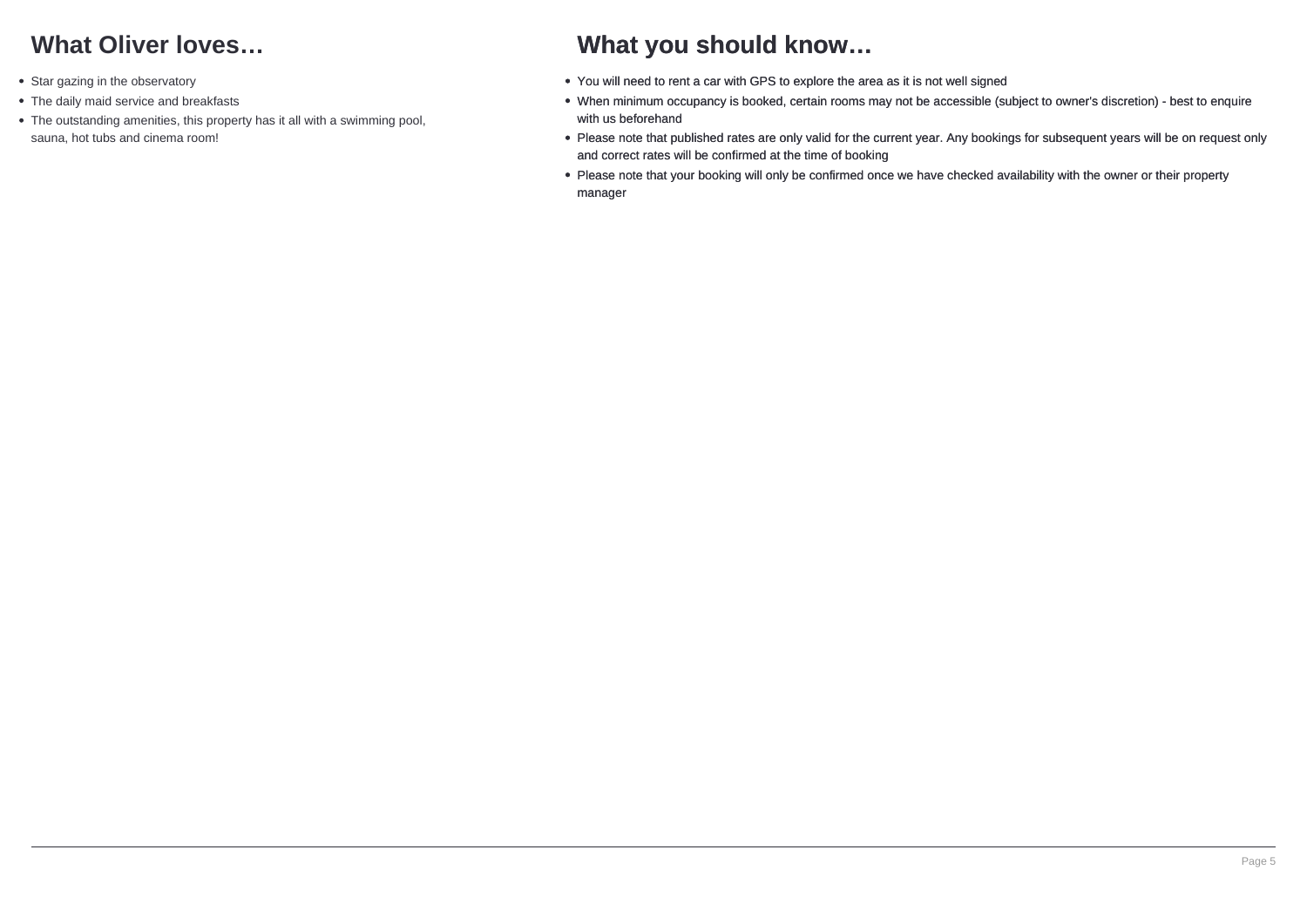## What Oliver loves…

- Star gazing in the observatory
- The daily maid service and breakfasts
- The outstanding amenities, this property has it all with a swimming pool, sauna, hot tubs and cinema room!

## What you should know…

- You will need to rent a car with GPS to explore the area as it is not well signed
- When minimum occupancy is booked, certain rooms may not be accessible (subject to owner's discretion) - best to enquire with us beforehand
- Please note that published rates are only valid for the current year. Any bookings for subsequent years will be on request only and correct rates will be confirmed at the time of booking
- Please note that your booking will only be confirmed once we have checked availability with the owner or their property manager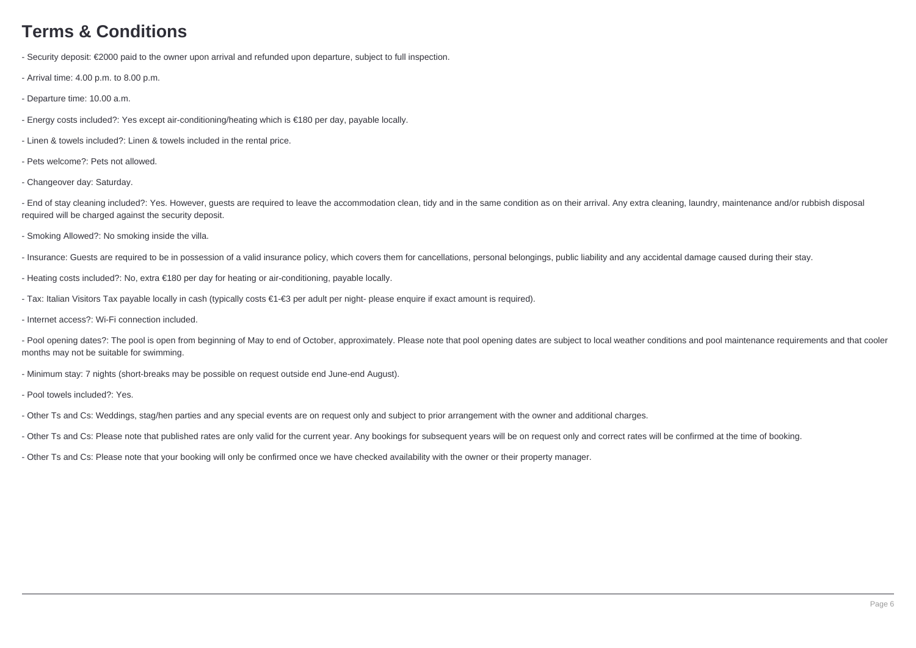# Terms & Conditions

- Security deposit: €2000 paid to the owner upon arrival and refunded upon departure, subject to full inspection.

- Arrival time: 4.00 p.m. to 8.00 p.m.

- Departure time: 10.00 a.m.

- Energy costs included?: Yes except air-conditioning/heating which is €180 per day, payable locally.

- Linen & towels included?: Linen & towels included in the rental price.

- Pets welcome?: Pets not allowed.

- Changeover day: Saturday.

- End of stay cleaning included?: Yes. However, guests are required to leave the accommodation clean, tidy and in the same condition as on their arrival. Any extra cleaning, laundry, maintenance and/or rubbish disposal required will be charged against the security deposit.

- Smoking Allowed?: No smoking inside the villa.

- Insurance: Guests are required to be in possession of a valid insurance policy, which covers them for cancellations, personal belongings, public liability and any accidental damage caused during their stay.

- Heating costs included?: No, extra €180 per day for heating or air-conditioning, payable locally.

- Tax: Italian Visitors Tax payable locally in cash (typically costs €1-€3 per adult per night- please enquire if exact amount is required).

- Internet access?: Wi-Fi connection included.

- Pool opening dates?: The pool is open from beginning of May to end of October, approximately. Please note that pool opening dates are subject to local weather conditions and pool maintenance requirements and that cooler months may not be suitable for swimming.

- Minimum stay: 7 nights (short-breaks may be possible on request outside end June-end August).

- Pool towels included?: Yes.

- Other Ts and Cs: Weddings, stag/hen parties and any special events are on request only and subject to prior arrangement with the owner and additional charges.

- Other Ts and Cs: Please note that published rates are only valid for the current year. Any bookings for subsequent years will be on request only and correct rates will be confirmed at the time of booking.

- Other Ts and Cs: Please note that your booking will only be confirmed once we have checked availability with the owner or their property manager.